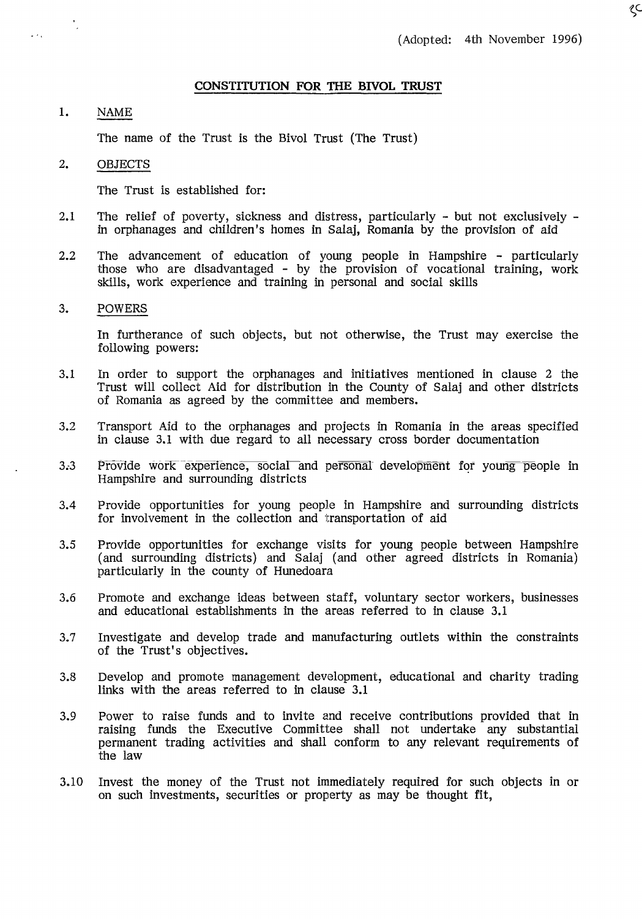(Adopted: 4th November 1996)

# CONSTITUTION FOR THE BIVOL TRUST

## 1. NAME

The name of the Trust is the Bivol Trust (The Trust)

## 2. OBJECTS

The Trust is established for:

2.1 The relief of poverty, sickness and distress, particularly - but not exclusively - in orphanages and children's homes in Salaj, Romania by the provision of aid

2.2 The advancement of education of young people in Hampshire - particularly those who are disadvantaged - by the provision of vocational training, work skills, work experience and training in personal and social skills

## 3. POWERS

In furtherance of such objects, but not otherwise, the Trust may exercise the following powers:

3.1 In order to support the orphanages and initiatives mentioned in clause 2 the Trust will collect Aid for distribution in the County of Salaj and other districts of Romania as agreed by the committee and members.

3.2 Transport Aid to the orphanages and projects in Romania in the areas specified in clause 3.1 with due regard to all necessary cross border documentation

3.3 Provide work experience, social and personal development for young people in Hampshire and surrounding districts

3.4 Provide opportunities for young people in Hampshire and surrounding districts for involvement in the collection and transportation of aid

3.5 Provide opportunities for exchange visits for young people between Hampshire (and surrounding districts) and Salaj (and other agreed districts in Romania) particularly in the county of Hunedoara

3.6 Promote and exchange ideas between staff, voluntary sector workers, businesses and educational establishments in the areas referred to in clause 3.1

3.7 Investigate and develop trade and manufacturing outlets within the constraints of the Trust's objectives.

3.8 Develop and promote management development, educational and charity trading links with the areas referred to in clause 3.1

3.9 Power to raise funds and to invite and receive contributions provided that in raising funds the Executive Committee shall not undertake any substantial permanent trading activities and shall conform to any relevant requirements of the law

3.10 Invest the money of the Trust not immediately required for such objects in or on such investments, securities or property as may be thought fit,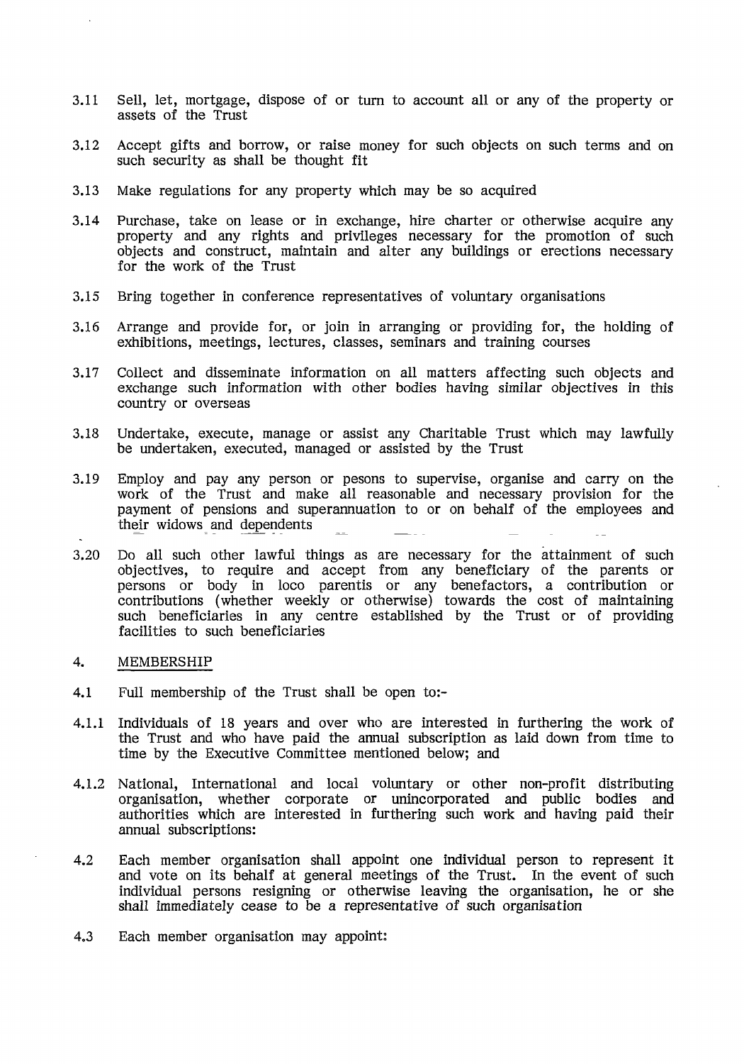3.11 Sell, let, mortgage, dispose of or turn to account all or any of the property or assets of the Trust

3.12 Accept gifts and borrow, or raise money for such objects on such terms and on such security as shall be thought fit

3.13 Make regulations for any property which may be so acquired

3.14 Purchase, take on lease or in exchange, hire charter or otherwise acquire any property and any rights and privileges necessary for the promotion of such objects and construct, maintain and alter any buildings or erections necessary for the work of the Trust

3.15 Bring together in conference representatives of voluntary organisations

3.16 Arrange and provide for, or join in arranging or providing for, the holding of exhibitions, meetings, lectures, classes, seminars and training courses

3.17 Collect and disseminate information on all matters affecting such objects and exchange such information with other bodies having similar objectives in this country or overseas

3.18 Undertake, execute, manage or assist any Charitable Trust which may lawfully be undertaken, executed, managed or assisted by the Trust

3.19 Employ and pay any person or pesons to supervise, organise and carry on the work of the Trust and make all reasonable and necessary provision for the payment of pensions and superannuation to or on behalf of the employees and their widows and dependents

3.20 Do all such other lawful things as are necessary for the attainment of such objectives, to require and accept from any beneficiary of the parents or persons or body in loco parentis or any benefactors, a contribution or contributions (whether weekly or otherwise) towards the cost of maintaining such beneficiaries in any centre established by the Trust or of providing facilities to such beneficiaries

4. MEMBERSHIP

4.1 Full membership of the Trust shall be open to:-

4.1.1 Individuals of 18 years and over who are interested in furthering the work of the Trust and who have paid the annual subscription as laid down from time to time by the Executive Committee mentioned below; and

4.1.2 National, International and local voluntary or other non-profit distributing organisation, whether corporate or unincorporated and public bodies and authorities which are interested in furthering such work and having paid their annual subscriptions:

4.2 Each member organisation shall appoint one individual person to represent it and vote on its behalf at general meetings of the Trust. In the event of such individual persons resigning or otherwise leaving the organisation, he or she shall immediately cease to be a representative of such organisation

4.3 Each member organisation may appoint: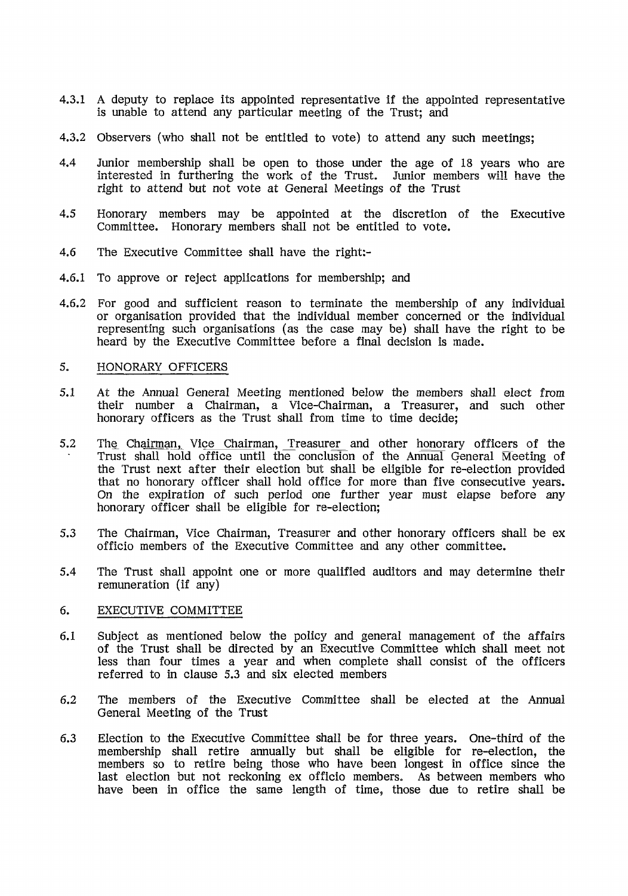4.3.1 A deputy to replace its appointed representative if the appointed representative is unable to attend any particular meeting of the Trust; and

4.3.2 Observers (who shall not be entitled to vote) to attend any such meetings;

4.4 Junior membership shall be open to those under the age of 18 years who are interested in furthering the work of the Trust. Junior members will have the right to attend but not vote at General Meetings of the Trust

4.5 Honorary members may be appointed at the discretion of the Executive Committee. Honorary members shall not be entitled to vote.

4.6 The Executive Committee shall have the right:-

4.6.1 To approve or reject applications for membership; and

4.6.2 For good and sufficient reason to terminate the membership of any individual or organisation provided that the individual member concerned or the individual representing such organisations (as the case may be) shall have the right to be heard by the Executive Committee before a final decision is made.

## 5. HONORARY OFFICERS

5.1 At the Annual General Meeting mentioned below the members shall elect from their number a Chairman, a Vice-Chairman, a Treasurer, and such other honorary officers as the Trust shall from time to time decide;

5.2 The Chairman, Vice Chairman, Treasurer and other honorary officers of the Trust shall hold office until the conclusion of the Annual General Meeting of the Trust next after their election but shall be eligible for re-election provided that no honorary officer shall hold office for more than five consecutive years. On the expiration of such period one further year must elapse before any honorary officer shall be eligible for re-election;

5.3 The Chairman, Vice Chairman, Treasurer and other honorary officers shall be ex officio members of the Executive Committee and any other committee.

5.4 The Trust shall appoint one or more qualified auditors and may determine their remuneration (if any)

## 6. EXECUTIVE COMMITTEE

6.1 Subject as mentioned below the policy and general management of the affairs of the Trust shall be directed by an Executive Committee which shall meet not less than four times a year and when complete shall consist of the officers referred to in clause 5.3 and six elected members

6.2 The members of the Executive Committee shall be elected at the Annual General Meeting of the Trust

6.3 Election to the Executive Committee shall be for three years. One-third of the membership shall retire annually but shall be eligible for re-election, the members so to retire being those who have been longest in office since the last election but not reckoning ex officio members. As between members who have been in office the same length of time, those due to retire shall be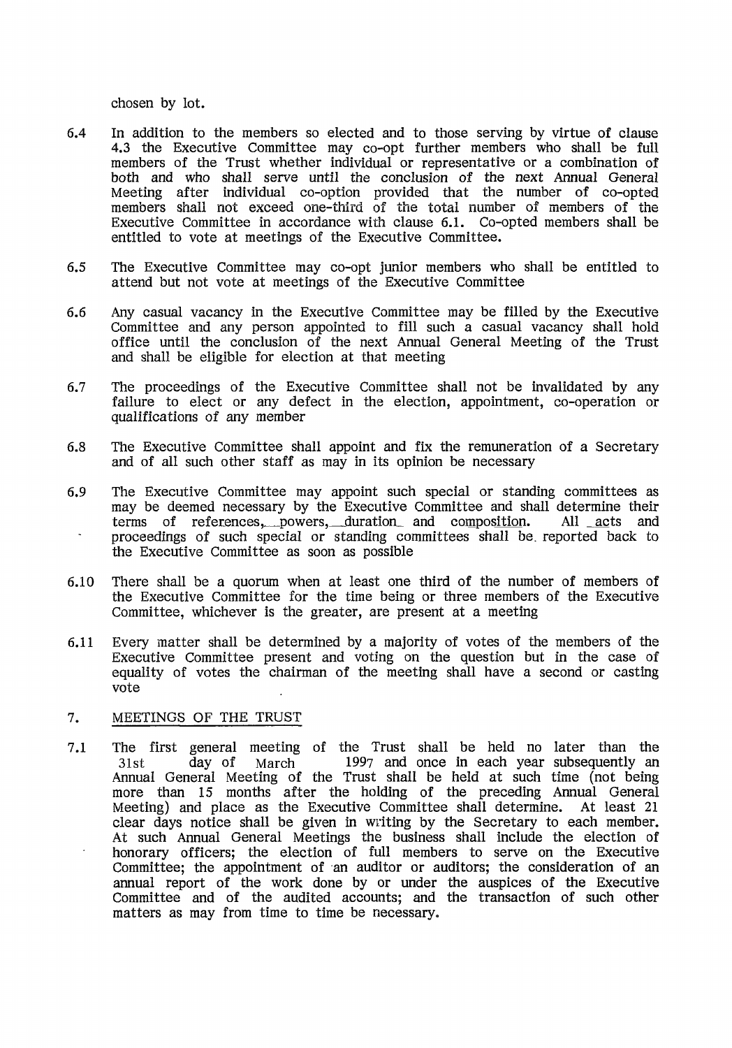chosen by lot.

6.4 In addition to the members so elected and to those serving by virtue of clause 4.3 the Executive Committee may co-opt further members who shall be full members of the Trust whether individual or representative or a combination of both and who shall serve until the conclusion of the next Annual General Meeting after individual co-option provided that the number of co-opted members shall not exceed one-third of the total number of members of the Executive Committee in accordance with clause 6.1. Co-opted members shall be entitled to vote at meetings of the Executive Committee.

6.5 The Executive Committee may co-opt junior members who shall be entitled to attend but not vote at meetings of the Executive Committee

6.6 Any casual vacancy in the Executive Committee may be filled by the Executive Committee and any person appointed to fill such a casual vacancy shall hold office until the conclusion of the next Annual General Meeting of the Trust and shall be eligible for election at that meeting

6.7 The proceedings of the Executive Committee shall not be invalidated by any failure to elect or any defect in the election, appointment, co-operation or qualifications of any member

6.8 The Executive Committee shall appoint and fix the remuneration of a Secretary and of all such other staff as may in its opinion be necessary

6.9 The Executive Committee may appoint such special or standing committees as may be deemed necessary by the Executive Committee and shall determine their terms of references, powers, duration and composition. All acts and proceedings of such special or standing committees shall be reported back to the Executive Committee as soon as possible

6.10 There shall be a quorum when at least one third of the number of members of the Executive Committee for the time being or three members of the Executive Committee, whichever is the greater, are present at a meeting

6.11 Every matter shall be determined by a majority of votes of the members of the Executive Committee present and voting on the question but in the case of equality of votes the chairman of the meeting shall have a second or casting vote

7. MEETINGS OF THE TRUST

7.1 The first general meeting of the Trust shall be held no later than the 31st day of March 1997 and once in each year subsequently an Annual General Meeting of the Trust shall be held at such time (not being more than 15 months after the holding of the preceding Annual General Meeting) and place as the Executive Committee shall determine. At least 21 clear days notice shall be given in writing by the Secretary to each member. At such Annual General Meetings the business shall include the election of honorary officers; the election of full members to serve on the Executive Committee; the appointment of an auditor or auditors; the consideration of an annual report of the work done by or under the auspices of the Executive Committee and of the audited accounts; and the transaction of such other matters as may from time to time be necessary.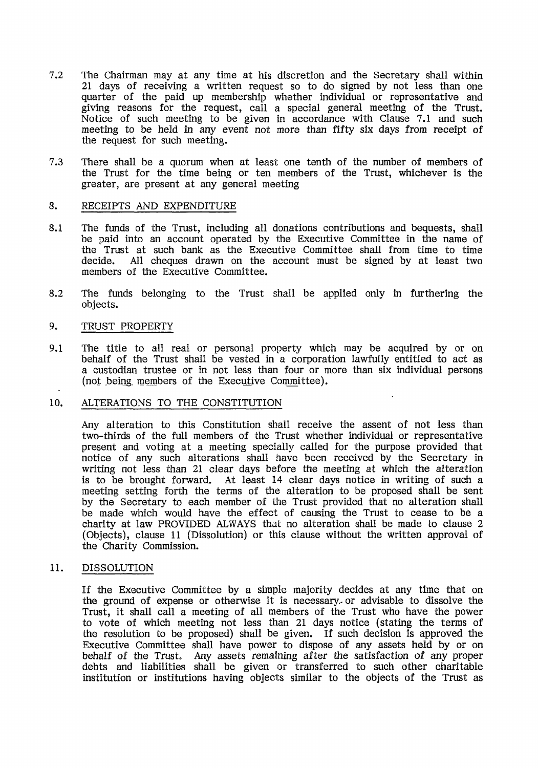7.2 The Chairman may at any time at his discretion and the Secretary shall within 21 days of receiving a written request so to do signed by not less than one quarter of the paid up membership whether individual or representative and giving reasons for the request, call a special general meeting of the Trust. Notice of such meeting to be given in accordance with Clause 7.1 and such meeting to be held in any event not more than fifty six days from receipt of the request for such meeting.

7.3 There shall be a quorum when at least one tenth of the number of members of the Trust for the time being or ten members of the Trust, whichever is the greater, are present at any general meeting

## 8. RECEIPTS AND EXPENDITURE

8.1 The funds of the Trust, including all donations contributions and bequests, shall be paid into an account operated by the Executive Committee in the name of the Trust at such bank as the Executive Committee shall from time to time decide. All cheques drawn on the account must be signed by at least two members of the Executive Committee.

8.2 The funds belonging to the Trust shall be applied only in furthering the objects.

## 9. TRUST PROPERTY

9.1 The title to all real or personal property which may be acquired by or on behalf of the Trust shall be vested in a corporation lawfully entitled to act as a custodian trustee or in not less than four or more than six individual persons (not being members of the Executive Committee).

## 10. ALTERATIONS TO THE CONSTITUTION

Any alteration to this Constitution shall receive the assent of not less than two-thirds of the full members of the Trust whether individual or representative present and voting at a meeting specially called for the purpose provided that notice of any such alterations shall have been received by the Secretary in writing not less than 21 clear days before the meeting at which the alteration is to be brought forward. At least 14 clear days notice in writing of such a meeting setting forth the terms of the alteration to be proposed shall be sent by the Secretary to each member of the Trust provided that no alteration shall be made which would have the effect of causing the Trust to cease to be a charity at law PROVIDED ALWAYS that no alteration shall be made to clause 2 (Objects), clause 11 (Dissolution) or this clause without the written approval of the Charity Commission.

## 11. DISSOLUTION

If the Executive Committee by a simple majority decides at any time that on the ground of expense or otherwise it is necessary or advisable to dissolve the Trust, it shall call a meeting of all members of the Trust who have the power to vote of which meeting not less than 21 days notice (stating the terms of the resolution to be proposed) shall be given. If such decision is approved the Executive Committee shall have power to dispose of any assets held by or on behalf of the Trust. Any assets remaining after the satisfaction of any proper debts and liabilities shall be given or transferred to such other charitable institution or institutions having objects similar to the objects of the Trust as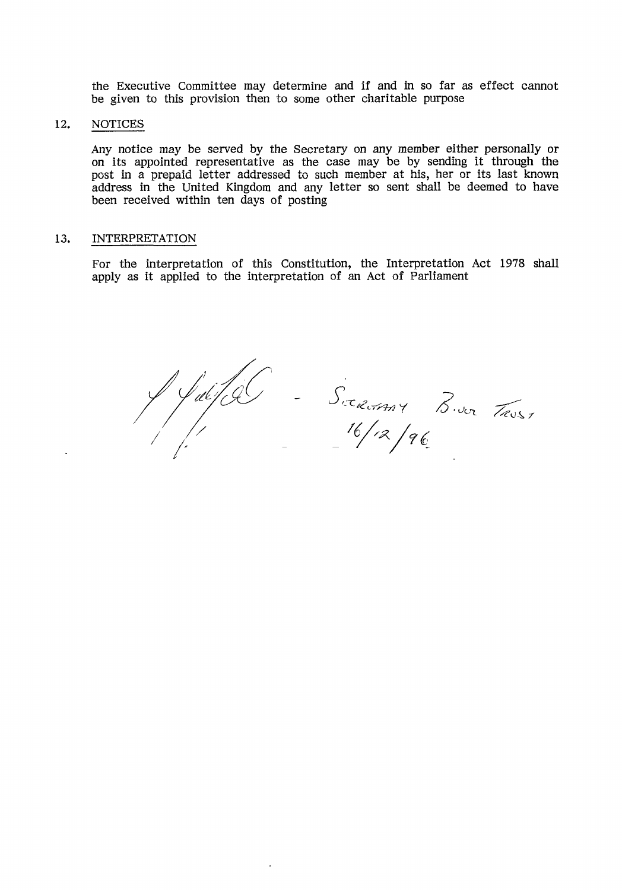the Executive Committee may determine and if and in so far as effect cannot be given to this provision then to some other charitable purpose

## 12. NOTICES

Any notice may be served by the Secretary on any member either personally or on its appointed representative as the case may be by sending it through the post in a prepaid letter addressed to such member at his, her or its last known address in the United Kingdom and any letter so sent shall be deemed to have been received within ten days of posting

## 13. INTERPRETATION

For the interpretation of this Constitution, the Interpretation Act 1978 shall apply as it applied to the interpretation of an Act of Parliament

– Secretary River Trust
16/12/96